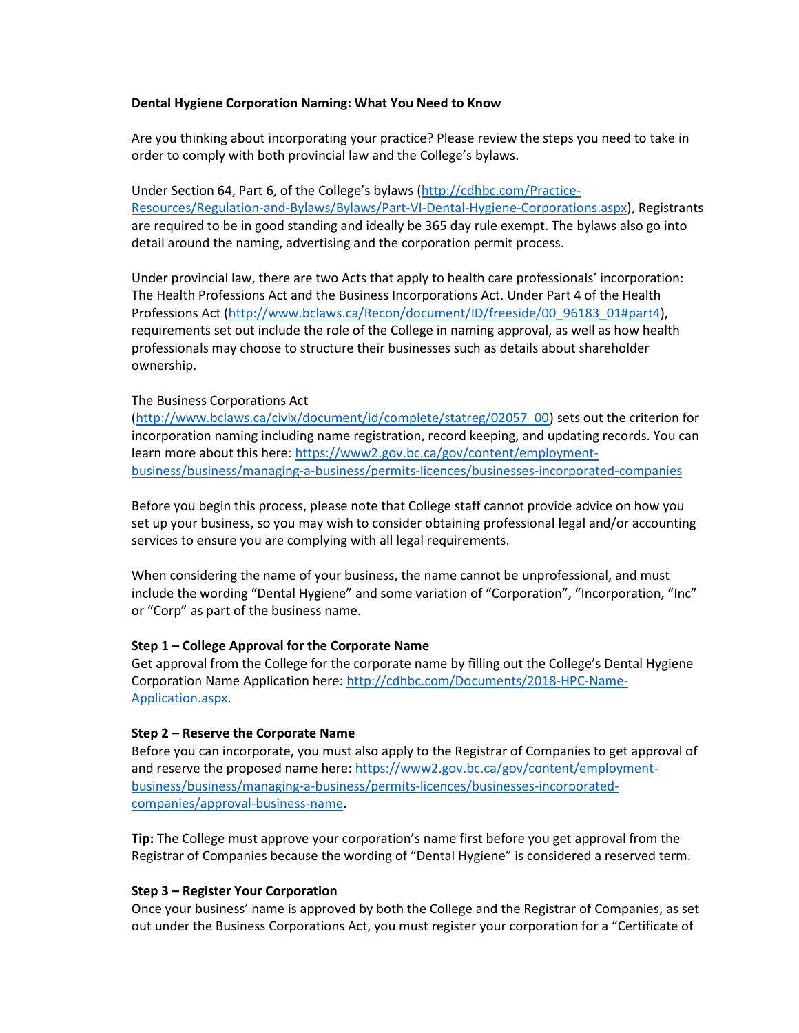**Dental Hygiene Corporation Naming: What You Need to Know**

Are you thinking about incorporating your practice? Please review the steps you need to take in order to comply with both provincial law and the College's bylaws.

Under Section 64, Part 6, of the College's bylaws (http://cdhbc.com/Practice-Resources/Regulation-and-Bylaws/Bylaws/Part-VI-Dental-Hygiene-Corporations.aspx), Registrants are required to be in good standing and ideally be 365 day rule exempt. The bylaws also go into detail around the naming, advertising and the corporation permit process.

Under provincial law, there are two Acts that apply to health care professionals' incorporation: The Health Professions Act and the Business Incorporations Act. Under Part 4 of the Health Professions Act (http://www.bclaws.ca/Recon/document/ID/freeside/00_96183_01#part4), requirements set out include the role of the College in naming approval, as well as how health professionals may choose to structure their businesses such as details about shareholder ownership.

The Business Corporations Act (http://www.bclaws.ca/civix/document/id/complete/statreg/02057_00) sets out the criterion for incorporation naming including name registration, record keeping, and updating records. You can learn more about this here: https://www2.gov.bc.ca/gov/content/employment-business/business/managing-a-business/permits-licences/businesses-incorporated-companies

Before you begin this process, please note that College staff cannot provide advice on how you set up your business, so you may wish to consider obtaining professional legal and/or accounting services to ensure you are complying with all legal requirements.

When considering the name of your business, the name cannot be unprofessional, and must include the wording "Dental Hygiene" and some variation of "Corporation", "Incorporation, "Inc" or "Corp" as part of the business name.

**Step 1 – College Approval for the Corporate Name**

Get approval from the College for the corporate name by filling out the College's Dental Hygiene Corporation Name Application here: http://cdhbc.com/Documents/2018-HPC-Name-Application.aspx.

**Step 2 – Reserve the Corporate Name**

Before you can incorporate, you must also apply to the Registrar of Companies to get approval of and reserve the proposed name here: https://www2.gov.bc.ca/gov/content/employment-business/business/managing-a-business/permits-licences/businesses-incorporated-companies/approval-business-name.

**Tip:** The College must approve your corporation's name first before you get approval from the Registrar of Companies because the wording of "Dental Hygiene" is considered a reserved term.

**Step 3 – Register Your Corporation**

Once your business' name is approved by both the College and the Registrar of Companies, as set out under the Business Corporations Act, you must register your corporation for a "Certificate of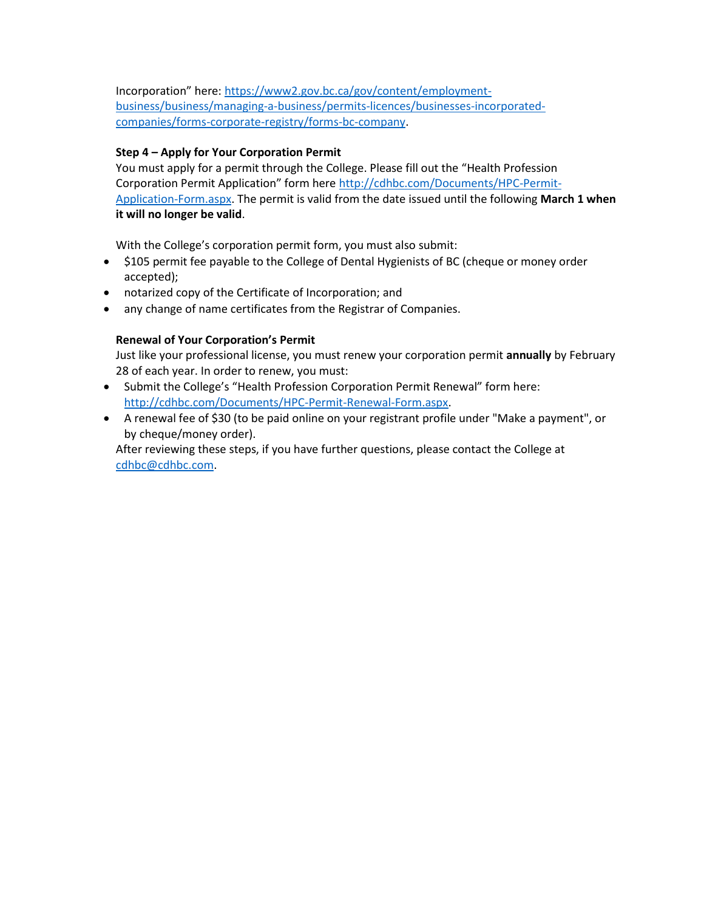Incorporation" here: [https://www2.gov.bc.ca/gov/content/employment-business/business/managing-a-business/permits-licences/businesses-incorporated-companies/forms-corporate-registry/forms-bc-company](https://www2.gov.bc.ca/gov/content/employment-business/business/managing-a-business/permits-licences/businesses-incorporated-companies/forms-corporate-registry/forms-bc-company).

**Step 4 – Apply for Your Corporation Permit**

You must apply for a permit through the College. Please fill out the "Health Profession Corporation Permit Application" form here [http://cdhbc.com/Documents/HPC-Permit-Application-Form.aspx](http://cdhbc.com/Documents/HPC-Permit-Application-Form.aspx). The permit is valid from the date issued until the following **March 1 when it will no longer be valid**.

With the College's corporation permit form, you must also submit:

- $105 permit fee payable to the College of Dental Hygienists of BC (cheque or money order accepted);
- notarized copy of the Certificate of Incorporation; and
- any change of name certificates from the Registrar of Companies.

**Renewal of Your Corporation's Permit**

Just like your professional license, you must renew your corporation permit **annually** by February 28 of each year. In order to renew, you must:

- Submit the College's "Health Profession Corporation Permit Renewal" form here: [http://cdhbc.com/Documents/HPC-Permit-Renewal-Form.aspx](http://cdhbc.com/Documents/HPC-Permit-Renewal-Form.aspx).
- A renewal fee of $30 (to be paid online on your registrant profile under "Make a payment", or by cheque/money order).

After reviewing these steps, if you have further questions, please contact the College at [cdhbc@cdhbc.com](mailto:cdhbc@cdhbc.com).